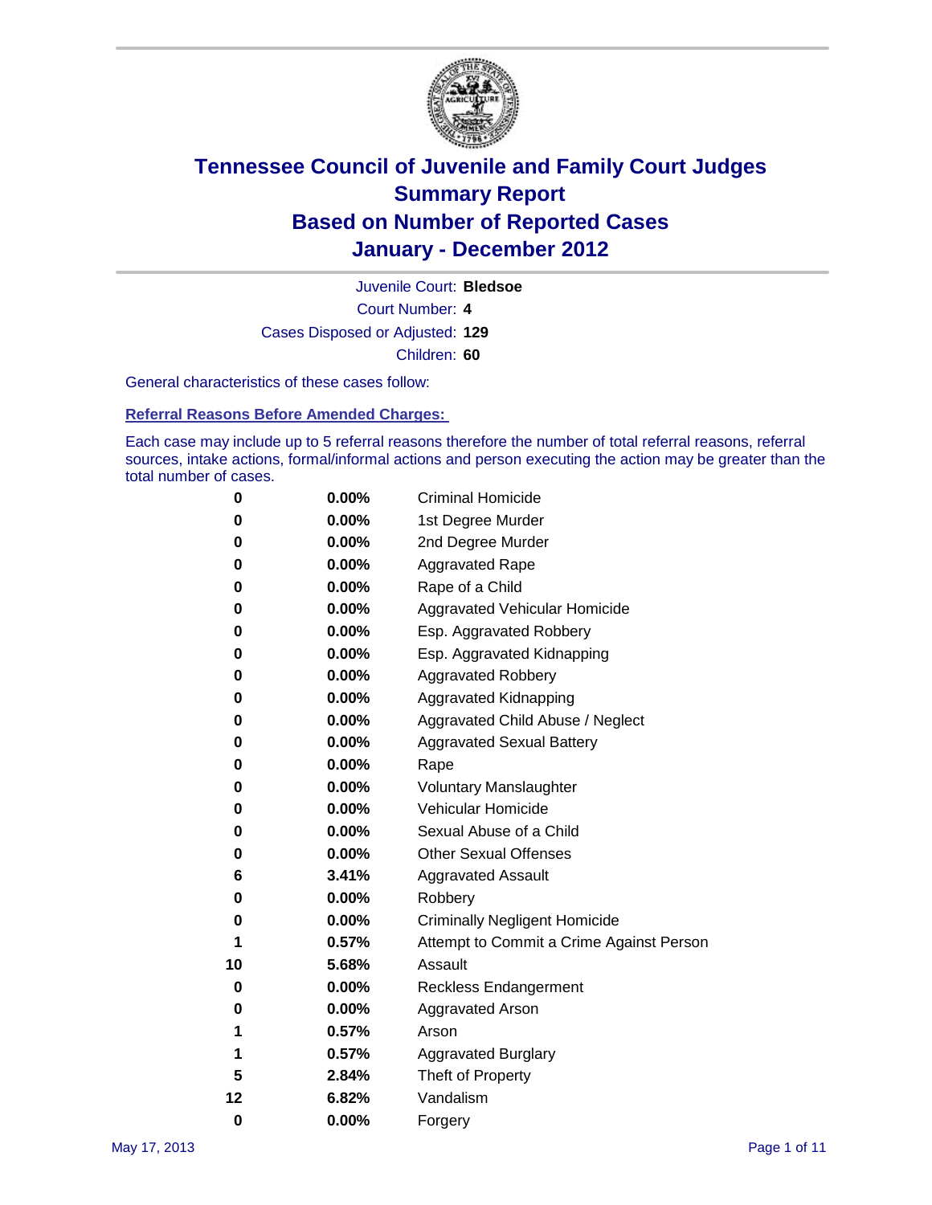# Tennessee Council of Juvenile and Family Court Judges
## Summary Report
## Based on Number of Reported Cases
## January - December 2012

Juvenile Court: **Bledsoe**

Court Number: **4**

Cases Disposed or Adjusted: **129**

Children: **60**

General characteristics of these cases follow:

### Referral Reasons Before Amended Charges:

Each case may include up to 5 referral reasons therefore the number of total referral reasons, referral sources, intake actions, formal/informal actions and person executing the action may be greater than the total number of cases.

| Count | Percent | Referral Reason |
|---|---|---|
| 0 | 0.00% | Criminal Homicide |
| 0 | 0.00% | 1st Degree Murder |
| 0 | 0.00% | 2nd Degree Murder |
| 0 | 0.00% | Aggravated Rape |
| 0 | 0.00% | Rape of a Child |
| 0 | 0.00% | Aggravated Vehicular Homicide |
| 0 | 0.00% | Esp. Aggravated Robbery |
| 0 | 0.00% | Esp. Aggravated Kidnapping |
| 0 | 0.00% | Aggravated Robbery |
| 0 | 0.00% | Aggravated Kidnapping |
| 0 | 0.00% | Aggravated Child Abuse / Neglect |
| 0 | 0.00% | Aggravated Sexual Battery |
| 0 | 0.00% | Rape |
| 0 | 0.00% | Voluntary Manslaughter |
| 0 | 0.00% | Vehicular Homicide |
| 0 | 0.00% | Sexual Abuse of a Child |
| 0 | 0.00% | Other Sexual Offenses |
| 6 | 3.41% | Aggravated Assault |
| 0 | 0.00% | Robbery |
| 0 | 0.00% | Criminally Negligent Homicide |
| 1 | 0.57% | Attempt to Commit a Crime Against Person |
| 10 | 5.68% | Assault |
| 0 | 0.00% | Reckless Endangerment |
| 0 | 0.00% | Aggravated Arson |
| 1 | 0.57% | Arson |
| 1 | 0.57% | Aggravated Burglary |
| 5 | 2.84% | Theft of Property |
| 12 | 6.82% | Vandalism |
| 0 | 0.00% | Forgery |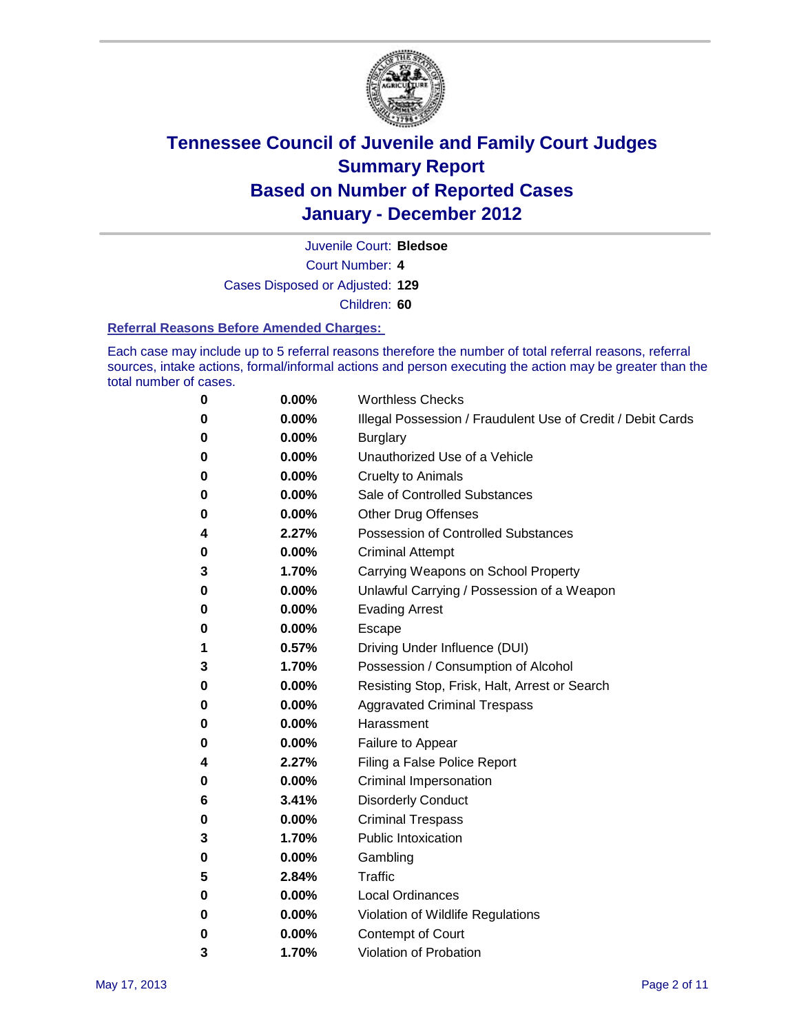# Tennessee Council of Juvenile and Family Court Judges
## Summary Report
## Based on Number of Reported Cases
## January - December 2012

Juvenile Court: **Bledsoe**

Court Number: **4**

Cases Disposed or Adjusted: **129**

Children: **60**

### Referral Reasons Before Amended Charges:

Each case may include up to 5 referral reasons therefore the number of total referral reasons, referral sources, intake actions, formal/informal actions and person executing the action may be greater than the total number of cases.

| | | |
|---|---|---|
| 0 | 0.00% | Worthless Checks |
| 0 | 0.00% | Illegal Possession / Fraudulent Use of Credit / Debit Cards |
| 0 | 0.00% | Burglary |
| 0 | 0.00% | Unauthorized Use of a Vehicle |
| 0 | 0.00% | Cruelty to Animals |
| 0 | 0.00% | Sale of Controlled Substances |
| 0 | 0.00% | Other Drug Offenses |
| 4 | 2.27% | Possession of Controlled Substances |
| 0 | 0.00% | Criminal Attempt |
| 3 | 1.70% | Carrying Weapons on School Property |
| 0 | 0.00% | Unlawful Carrying / Possession of a Weapon |
| 0 | 0.00% | Evading Arrest |
| 0 | 0.00% | Escape |
| 1 | 0.57% | Driving Under Influence (DUI) |
| 3 | 1.70% | Possession / Consumption of Alcohol |
| 0 | 0.00% | Resisting Stop, Frisk, Halt, Arrest or Search |
| 0 | 0.00% | Aggravated Criminal Trespass |
| 0 | 0.00% | Harassment |
| 0 | 0.00% | Failure to Appear |
| 4 | 2.27% | Filing a False Police Report |
| 0 | 0.00% | Criminal Impersonation |
| 6 | 3.41% | Disorderly Conduct |
| 0 | 0.00% | Criminal Trespass |
| 3 | 1.70% | Public Intoxication |
| 0 | 0.00% | Gambling |
| 5 | 2.84% | Traffic |
| 0 | 0.00% | Local Ordinances |
| 0 | 0.00% | Violation of Wildlife Regulations |
| 0 | 0.00% | Contempt of Court |
| 3 | 1.70% | Violation of Probation |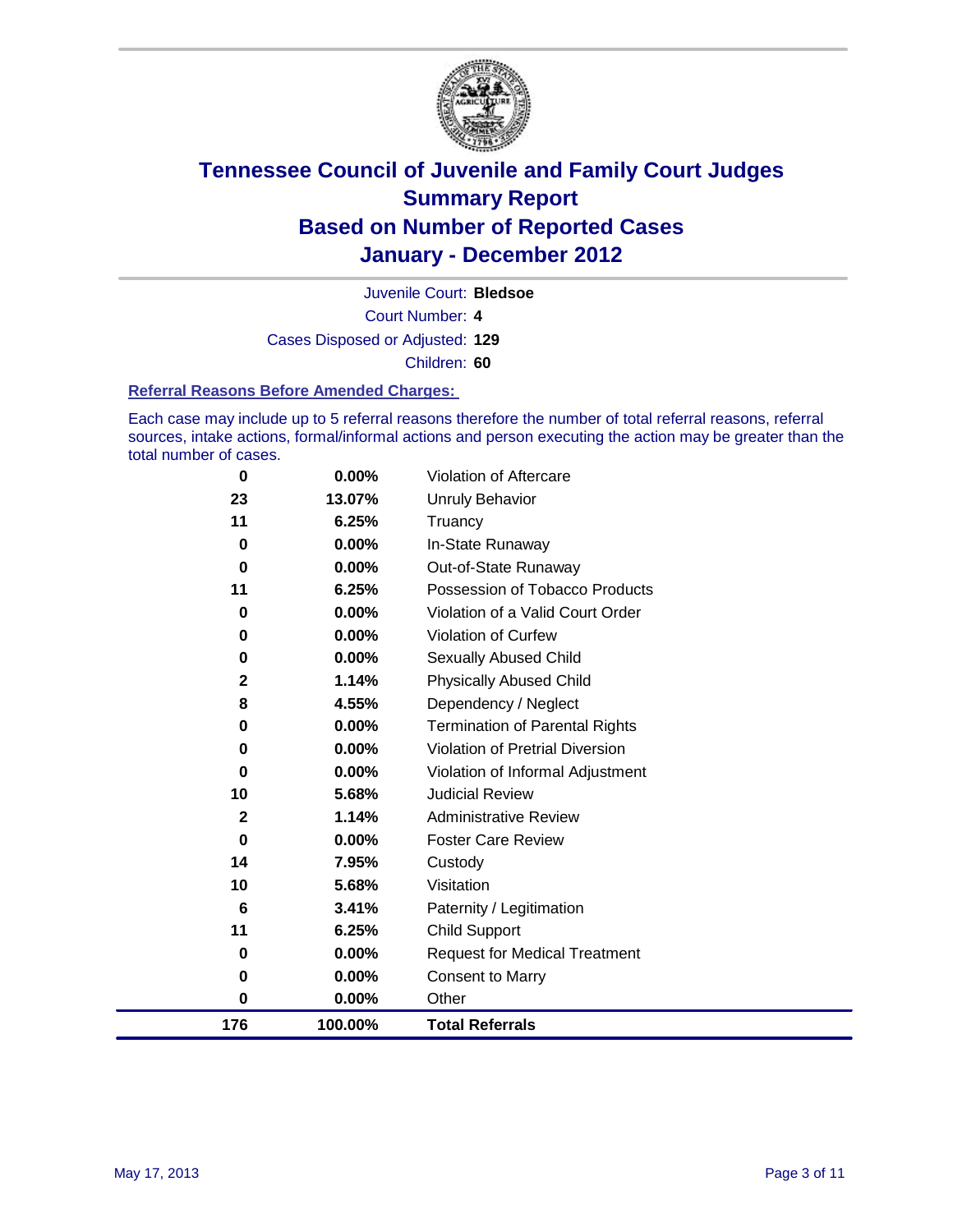# Tennessee Council of Juvenile and Family Court Judges
## Summary Report
## Based on Number of Reported Cases
## January - December 2012

Juvenile Court: **Bledsoe**

Court Number: **4**

Cases Disposed or Adjusted: **129**

Children: **60**

### Referral Reasons Before Amended Charges:

Each case may include up to 5 referral reasons therefore the number of total referral reasons, referral sources, intake actions, formal/informal actions and person executing the action may be greater than the total number of cases.

| | | |
|---|---|---|
| 0 | 0.00% | Violation of Aftercare |
| 23 | 13.07% | Unruly Behavior |
| 11 | 6.25% | Truancy |
| 0 | 0.00% | In-State Runaway |
| 0 | 0.00% | Out-of-State Runaway |
| 11 | 6.25% | Possession of Tobacco Products |
| 0 | 0.00% | Violation of a Valid Court Order |
| 0 | 0.00% | Violation of Curfew |
| 0 | 0.00% | Sexually Abused Child |
| 2 | 1.14% | Physically Abused Child |
| 8 | 4.55% | Dependency / Neglect |
| 0 | 0.00% | Termination of Parental Rights |
| 0 | 0.00% | Violation of Pretrial Diversion |
| 0 | 0.00% | Violation of Informal Adjustment |
| 10 | 5.68% | Judicial Review |
| 2 | 1.14% | Administrative Review |
| 0 | 0.00% | Foster Care Review |
| 14 | 7.95% | Custody |
| 10 | 5.68% | Visitation |
| 6 | 3.41% | Paternity / Legitimation |
| 11 | 6.25% | Child Support |
| 0 | 0.00% | Request for Medical Treatment |
| 0 | 0.00% | Consent to Marry |
| 0 | 0.00% | Other |
| **176** | **100.00%** | **Total Referrals** |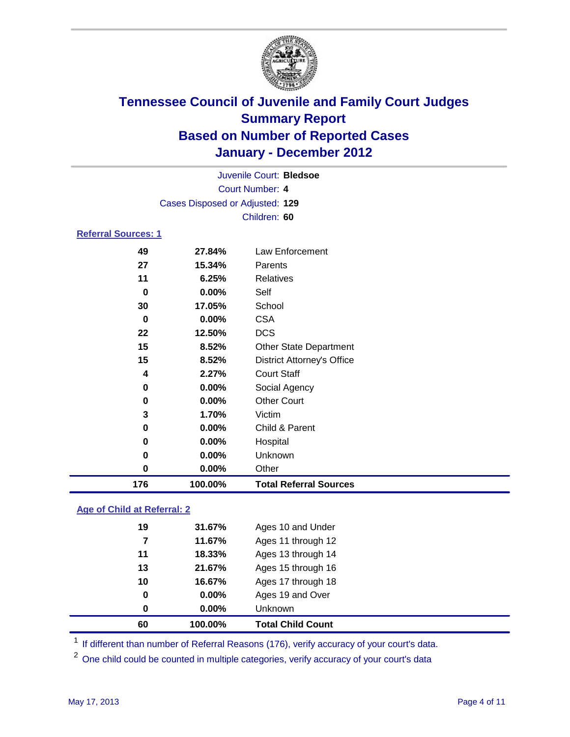# Tennessee Council of Juvenile and Family Court Judges
## Summary Report
## Based on Number of Reported Cases
## January - December 2012

Juvenile Court: **Bledsoe**
Court Number: **4**
Cases Disposed or Adjusted: **129**
Children: **60**

### Referral Sources: 1

| Count | Percent | Source |
|---|---|---|
| 49 | 27.84% | Law Enforcement |
| 27 | 15.34% | Parents |
| 11 | 6.25% | Relatives |
| 0 | 0.00% | Self |
| 30 | 17.05% | School |
| 0 | 0.00% | CSA |
| 22 | 12.50% | DCS |
| 15 | 8.52% | Other State Department |
| 15 | 8.52% | District Attorney's Office |
| 4 | 2.27% | Court Staff |
| 0 | 0.00% | Social Agency |
| 0 | 0.00% | Other Court |
| 3 | 1.70% | Victim |
| 0 | 0.00% | Child & Parent |
| 0 | 0.00% | Hospital |
| 0 | 0.00% | Unknown |
| 0 | 0.00% | Other |
| **176** | **100.00%** | **Total Referral Sources** |

### Age of Child at Referral: 2

| Count | Percent | Age |
|---|---|---|
| 19 | 31.67% | Ages 10 and Under |
| 7 | 11.67% | Ages 11 through 12 |
| 11 | 18.33% | Ages 13 through 14 |
| 13 | 21.67% | Ages 15 through 16 |
| 10 | 16.67% | Ages 17 through 18 |
| 0 | 0.00% | Ages 19 and Over |
| 0 | 0.00% | Unknown |
| **60** | **100.00%** | **Total Child Count** |

[1] If different than number of Referral Reasons (176), verify accuracy of your court's data.

[2] One child could be counted in multiple categories, verify accuracy of your court's data

May 17, 2013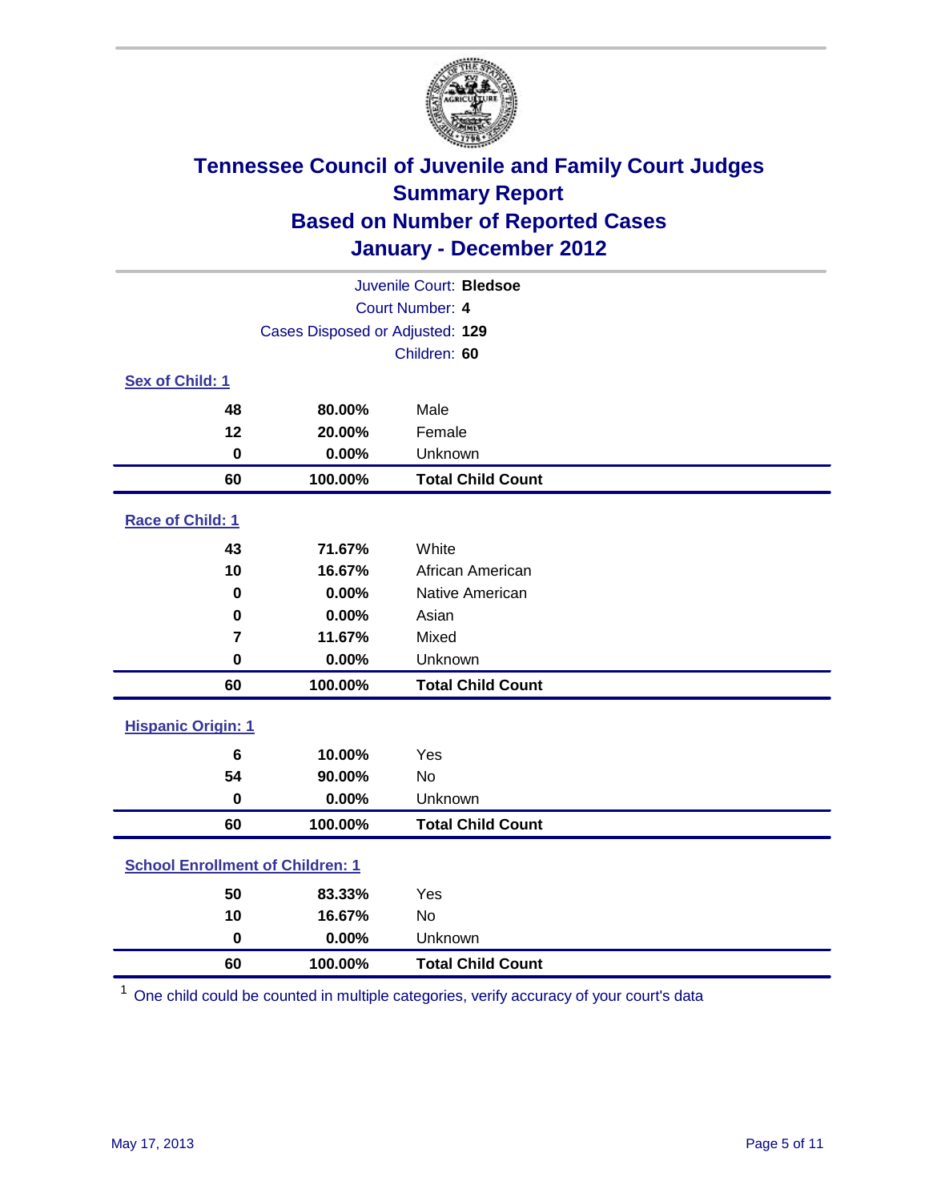# Tennessee Council of Juvenile and Family Court Judges
## Summary Report
## Based on Number of Reported Cases
## January - December 2012

Juvenile Court: **Bledsoe**
Court Number: **4**
Cases Disposed or Adjusted: **129**
Children: **60**

### Sex of Child: 1

| | | |
|---|---|---|
| 48 | 80.00% | Male |
| 12 | 20.00% | Female |
| 0 | 0.00% | Unknown |
| **60** | **100.00%** | **Total Child Count** |

### Race of Child: 1

| | | |
|---|---|---|
| 43 | 71.67% | White |
| 10 | 16.67% | African American |
| 0 | 0.00% | Native American |
| 0 | 0.00% | Asian |
| 7 | 11.67% | Mixed |
| 0 | 0.00% | Unknown |
| **60** | **100.00%** | **Total Child Count** |

### Hispanic Origin: 1

| | | |
|---|---|---|
| 6 | 10.00% | Yes |
| 54 | 90.00% | No |
| 0 | 0.00% | Unknown |
| **60** | **100.00%** | **Total Child Count** |

### School Enrollment of Children: 1

| | | |
|---|---|---|
| 50 | 83.33% | Yes |
| 10 | 16.67% | No |
| 0 | 0.00% | Unknown |
| **60** | **100.00%** | **Total Child Count** |

[1] One child could be counted in multiple categories, verify accuracy of your court's data

May 17, 2013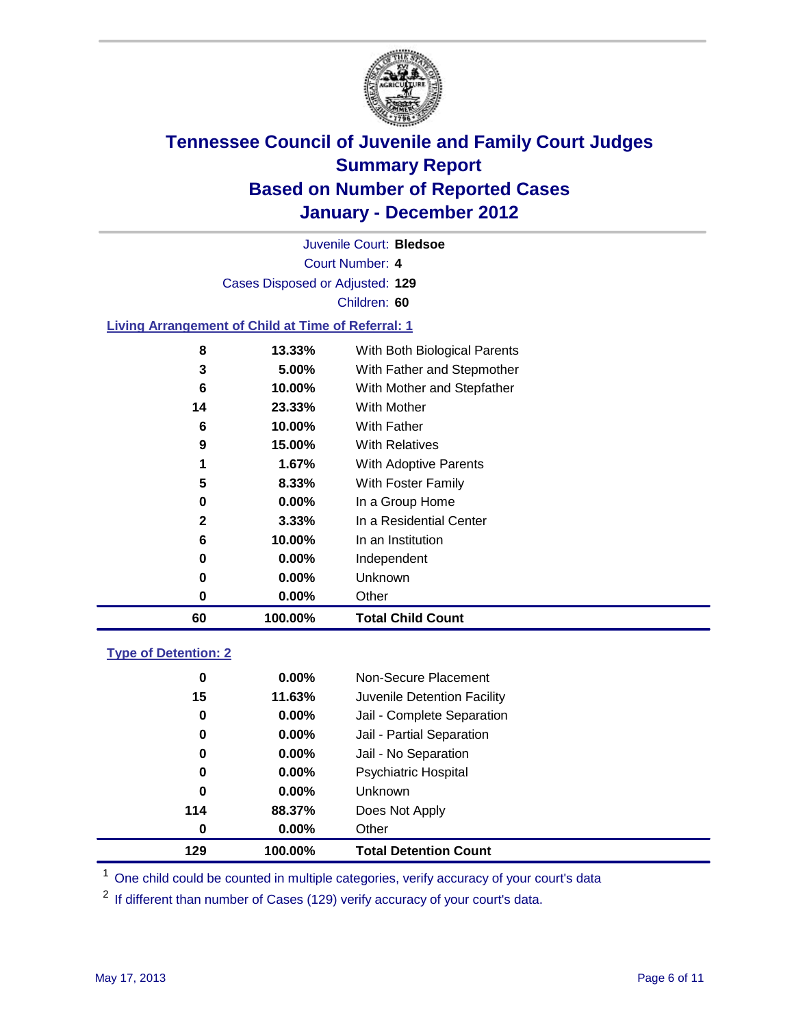# Tennessee Council of Juvenile and Family Court Judges
## Summary Report
## Based on Number of Reported Cases
## January - December 2012

Juvenile Court: **Bledsoe**

Court Number: **4**

Cases Disposed or Adjusted: **129**

Children: **60**

### Living Arrangement of Child at Time of Referral: 1

| Count | Percent | Category |
|---|---|---|
| 8 | 13.33% | With Both Biological Parents |
| 3 | 5.00% | With Father and Stepmother |
| 6 | 10.00% | With Mother and Stepfather |
| 14 | 23.33% | With Mother |
| 6 | 10.00% | With Father |
| 9 | 15.00% | With Relatives |
| 1 | 1.67% | With Adoptive Parents |
| 5 | 8.33% | With Foster Family |
| 0 | 0.00% | In a Group Home |
| 2 | 3.33% | In a Residential Center |
| 6 | 10.00% | In an Institution |
| 0 | 0.00% | Independent |
| 0 | 0.00% | Unknown |
| 0 | 0.00% | Other |
| **60** | **100.00%** | **Total Child Count** |

### Type of Detention: 2

| Count | Percent | Category |
|---|---|---|
| 0 | 0.00% | Non-Secure Placement |
| 15 | 11.63% | Juvenile Detention Facility |
| 0 | 0.00% | Jail - Complete Separation |
| 0 | 0.00% | Jail - Partial Separation |
| 0 | 0.00% | Jail - No Separation |
| 0 | 0.00% | Psychiatric Hospital |
| 0 | 0.00% | Unknown |
| 114 | 88.37% | Does Not Apply |
| 0 | 0.00% | Other |
| **129** | **100.00%** | **Total Detention Count** |

[1] One child could be counted in multiple categories, verify accuracy of your court's data

[2] If different than number of Cases (129) verify accuracy of your court's data.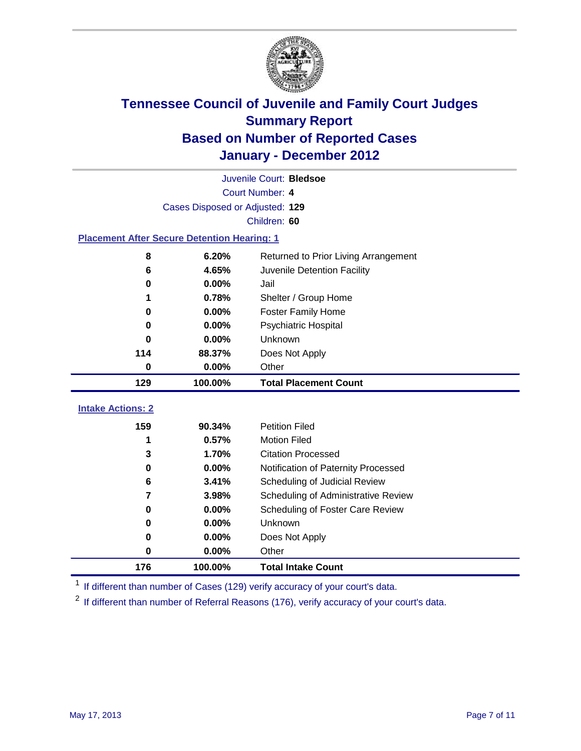# Tennessee Council of Juvenile and Family Court Judges
## Summary Report
## Based on Number of Reported Cases
## January - December 2012

Juvenile Court: **Bledsoe**
Court Number: **4**
Cases Disposed or Adjusted: **129**
Children: **60**

### Placement After Secure Detention Hearing: 1

| Count | Percent | Placement |
|---|---|---|
| 8 | 6.20% | Returned to Prior Living Arrangement |
| 6 | 4.65% | Juvenile Detention Facility |
| 0 | 0.00% | Jail |
| 1 | 0.78% | Shelter / Group Home |
| 0 | 0.00% | Foster Family Home |
| 0 | 0.00% | Psychiatric Hospital |
| 0 | 0.00% | Unknown |
| 114 | 88.37% | Does Not Apply |
| 0 | 0.00% | Other |
| **129** | **100.00%** | **Total Placement Count** |

### Intake Actions: 2

| Count | Percent | Intake Action |
|---|---|---|
| 159 | 90.34% | Petition Filed |
| 1 | 0.57% | Motion Filed |
| 3 | 1.70% | Citation Processed |
| 0 | 0.00% | Notification of Paternity Processed |
| 6 | 3.41% | Scheduling of Judicial Review |
| 7 | 3.98% | Scheduling of Administrative Review |
| 0 | 0.00% | Scheduling of Foster Care Review |
| 0 | 0.00% | Unknown |
| 0 | 0.00% | Does Not Apply |
| 0 | 0.00% | Other |
| **176** | **100.00%** | **Total Intake Count** |

[1] If different than number of Cases (129) verify accuracy of your court's data.

[2] If different than number of Referral Reasons (176), verify accuracy of your court's data.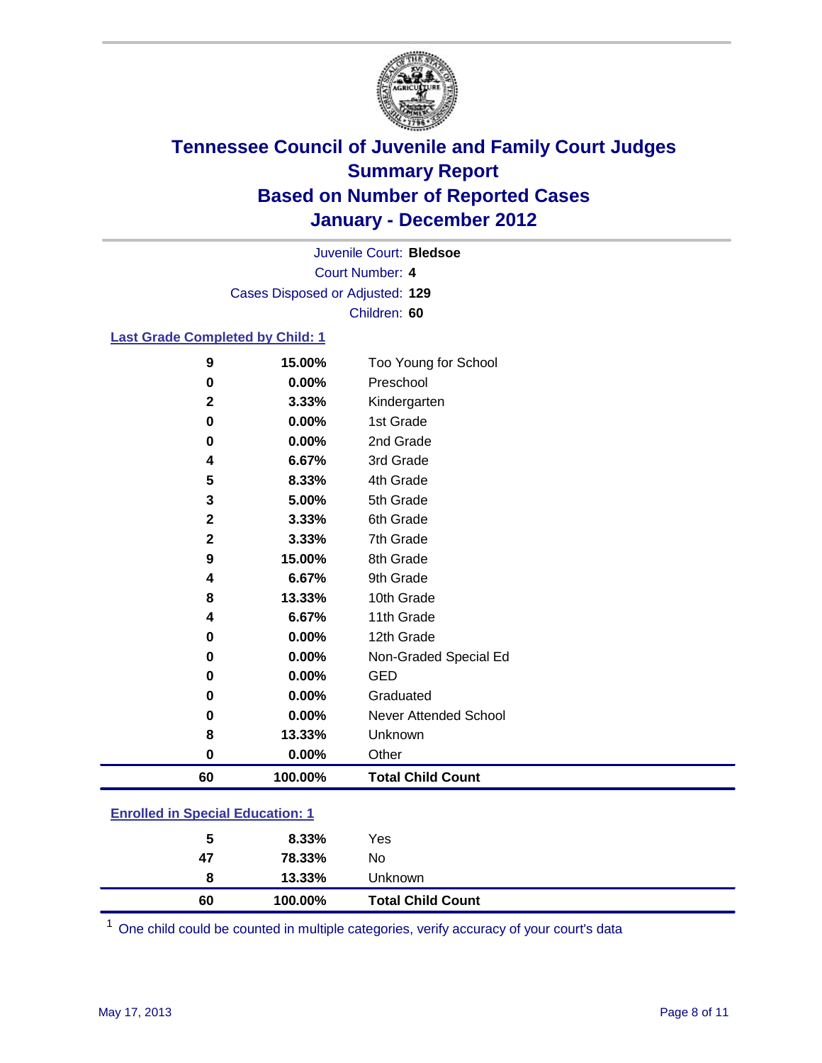# Tennessee Council of Juvenile and Family Court Judges
## Summary Report
## Based on Number of Reported Cases
## January - December 2012

Juvenile Court: **Bledsoe**
Court Number: **4**
Cases Disposed or Adjusted: **129**
Children: **60**

### Last Grade Completed by Child: [1]

| Count | Percent | Category |
|---|---|---|
| 9 | 15.00% | Too Young for School |
| 0 | 0.00% | Preschool |
| 2 | 3.33% | Kindergarten |
| 0 | 0.00% | 1st Grade |
| 0 | 0.00% | 2nd Grade |
| 4 | 6.67% | 3rd Grade |
| 5 | 8.33% | 4th Grade |
| 3 | 5.00% | 5th Grade |
| 2 | 3.33% | 6th Grade |
| 2 | 3.33% | 7th Grade |
| 9 | 15.00% | 8th Grade |
| 4 | 6.67% | 9th Grade |
| 8 | 13.33% | 10th Grade |
| 4 | 6.67% | 11th Grade |
| 0 | 0.00% | 12th Grade |
| 0 | 0.00% | Non-Graded Special Ed |
| 0 | 0.00% | GED |
| 0 | 0.00% | Graduated |
| 0 | 0.00% | Never Attended School |
| 8 | 13.33% | Unknown |
| 0 | 0.00% | Other |
| **60** | **100.00%** | **Total Child Count** |

### Enrolled in Special Education: [1]

| Count | Percent | Category |
|---|---|---|
| 5 | 8.33% | Yes |
| 47 | 78.33% | No |
| 8 | 13.33% | Unknown |
| **60** | **100.00%** | **Total Child Count** |

[1] One child could be counted in multiple categories, verify accuracy of your court's data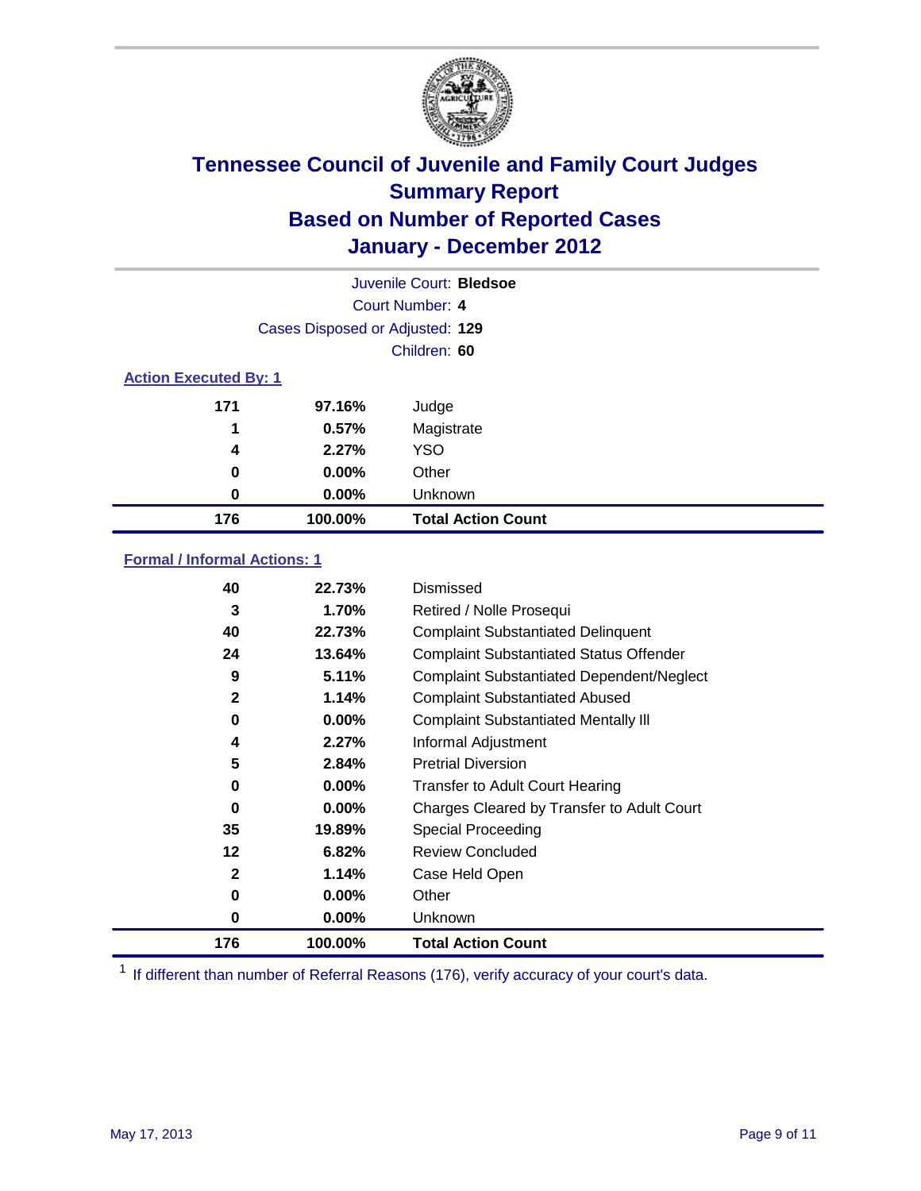# Tennessee Council of Juvenile and Family Court Judges
## Summary Report
## Based on Number of Reported Cases
## January - December 2012

Juvenile Court: **Bledsoe**

Court Number: **4**

Cases Disposed or Adjusted: **129**

Children: **60**

### Action Executed By: 1

| | | |
|---|---|---|
| 171 | 97.16% | Judge |
| 1 | 0.57% | Magistrate |
| 4 | 2.27% | YSO |
| 0 | 0.00% | Other |
| 0 | 0.00% | Unknown |
| **176** | **100.00%** | **Total Action Count** |

### Formal / Informal Actions: 1

| | | |
|---|---|---|
| 40 | 22.73% | Dismissed |
| 3 | 1.70% | Retired / Nolle Prosequi |
| 40 | 22.73% | Complaint Substantiated Delinquent |
| 24 | 13.64% | Complaint Substantiated Status Offender |
| 9 | 5.11% | Complaint Substantiated Dependent/Neglect |
| 2 | 1.14% | Complaint Substantiated Abused |
| 0 | 0.00% | Complaint Substantiated Mentally Ill |
| 4 | 2.27% | Informal Adjustment |
| 5 | 2.84% | Pretrial Diversion |
| 0 | 0.00% | Transfer to Adult Court Hearing |
| 0 | 0.00% | Charges Cleared by Transfer to Adult Court |
| 35 | 19.89% | Special Proceeding |
| 12 | 6.82% | Review Concluded |
| 2 | 1.14% | Case Held Open |
| 0 | 0.00% | Other |
| 0 | 0.00% | Unknown |
| **176** | **100.00%** | **Total Action Count** |

[1] If different than number of Referral Reasons (176), verify accuracy of your court's data.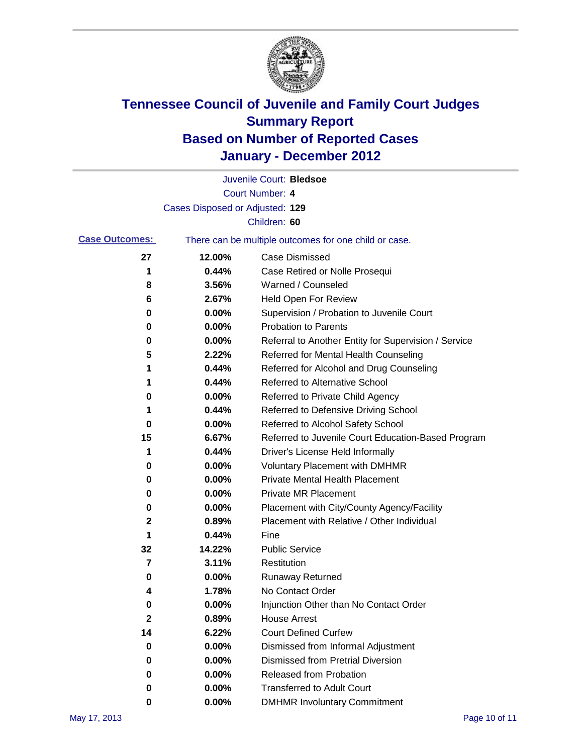# Tennessee Council of Juvenile and Family Court Judges
# Summary Report
# Based on Number of Reported Cases
# January - December 2012

Juvenile Court: **Bledsoe**
Court Number: **4**
Cases Disposed or Adjusted: **129**
Children: **60**

**Case Outcomes:** There can be multiple outcomes for one child or case.

| Count | Percent | Outcome |
|---|---|---|
| 27 | 12.00% | Case Dismissed |
| 1 | 0.44% | Case Retired or Nolle Prosequi |
| 8 | 3.56% | Warned / Counseled |
| 6 | 2.67% | Held Open For Review |
| 0 | 0.00% | Supervision / Probation to Juvenile Court |
| 0 | 0.00% | Probation to Parents |
| 0 | 0.00% | Referral to Another Entity for Supervision / Service |
| 5 | 2.22% | Referred for Mental Health Counseling |
| 1 | 0.44% | Referred for Alcohol and Drug Counseling |
| 1 | 0.44% | Referred to Alternative School |
| 0 | 0.00% | Referred to Private Child Agency |
| 1 | 0.44% | Referred to Defensive Driving School |
| 0 | 0.00% | Referred to Alcohol Safety School |
| 15 | 6.67% | Referred to Juvenile Court Education-Based Program |
| 1 | 0.44% | Driver's License Held Informally |
| 0 | 0.00% | Voluntary Placement with DMHMR |
| 0 | 0.00% | Private Mental Health Placement |
| 0 | 0.00% | Private MR Placement |
| 0 | 0.00% | Placement with City/County Agency/Facility |
| 2 | 0.89% | Placement with Relative / Other Individual |
| 1 | 0.44% | Fine |
| 32 | 14.22% | Public Service |
| 7 | 3.11% | Restitution |
| 0 | 0.00% | Runaway Returned |
| 4 | 1.78% | No Contact Order |
| 0 | 0.00% | Injunction Other than No Contact Order |
| 2 | 0.89% | House Arrest |
| 14 | 6.22% | Court Defined Curfew |
| 0 | 0.00% | Dismissed from Informal Adjustment |
| 0 | 0.00% | Dismissed from Pretrial Diversion |
| 0 | 0.00% | Released from Probation |
| 0 | 0.00% | Transferred to Adult Court |
| 0 | 0.00% | DMHMR Involuntary Commitment |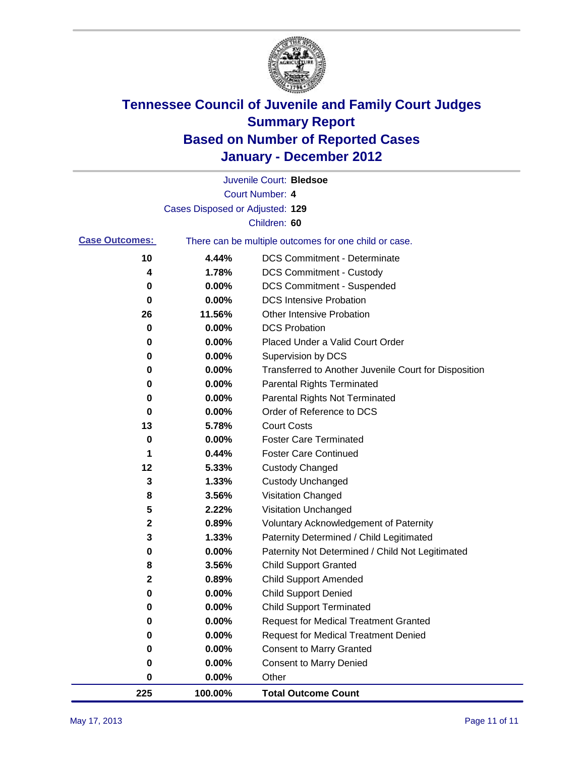# Tennessee Council of Juvenile and Family Court Judges
# Summary Report
# Based on Number of Reported Cases
# January - December 2012

Juvenile Court: **Bledsoe**

Court Number: **4**

Cases Disposed or Adjusted: **129**

Children: **60**

**Case Outcomes:** There can be multiple outcomes for one child or case.

| | | |
|---|---|---|
| 10 | 4.44% | DCS Commitment - Determinate |
| 4 | 1.78% | DCS Commitment - Custody |
| 0 | 0.00% | DCS Commitment - Suspended |
| 0 | 0.00% | DCS Intensive Probation |
| 26 | 11.56% | Other Intensive Probation |
| 0 | 0.00% | DCS Probation |
| 0 | 0.00% | Placed Under a Valid Court Order |
| 0 | 0.00% | Supervision by DCS |
| 0 | 0.00% | Transferred to Another Juvenile Court for Disposition |
| 0 | 0.00% | Parental Rights Terminated |
| 0 | 0.00% | Parental Rights Not Terminated |
| 0 | 0.00% | Order of Reference to DCS |
| 13 | 5.78% | Court Costs |
| 0 | 0.00% | Foster Care Terminated |
| 1 | 0.44% | Foster Care Continued |
| 12 | 5.33% | Custody Changed |
| 3 | 1.33% | Custody Unchanged |
| 8 | 3.56% | Visitation Changed |
| 5 | 2.22% | Visitation Unchanged |
| 2 | 0.89% | Voluntary Acknowledgement of Paternity |
| 3 | 1.33% | Paternity Determined / Child Legitimated |
| 0 | 0.00% | Paternity Not Determined / Child Not Legitimated |
| 8 | 3.56% | Child Support Granted |
| 2 | 0.89% | Child Support Amended |
| 0 | 0.00% | Child Support Denied |
| 0 | 0.00% | Child Support Terminated |
| 0 | 0.00% | Request for Medical Treatment Granted |
| 0 | 0.00% | Request for Medical Treatment Denied |
| 0 | 0.00% | Consent to Marry Granted |
| 0 | 0.00% | Consent to Marry Denied |
| 0 | 0.00% | Other |
| **225** | **100.00%** | **Total Outcome Count** |